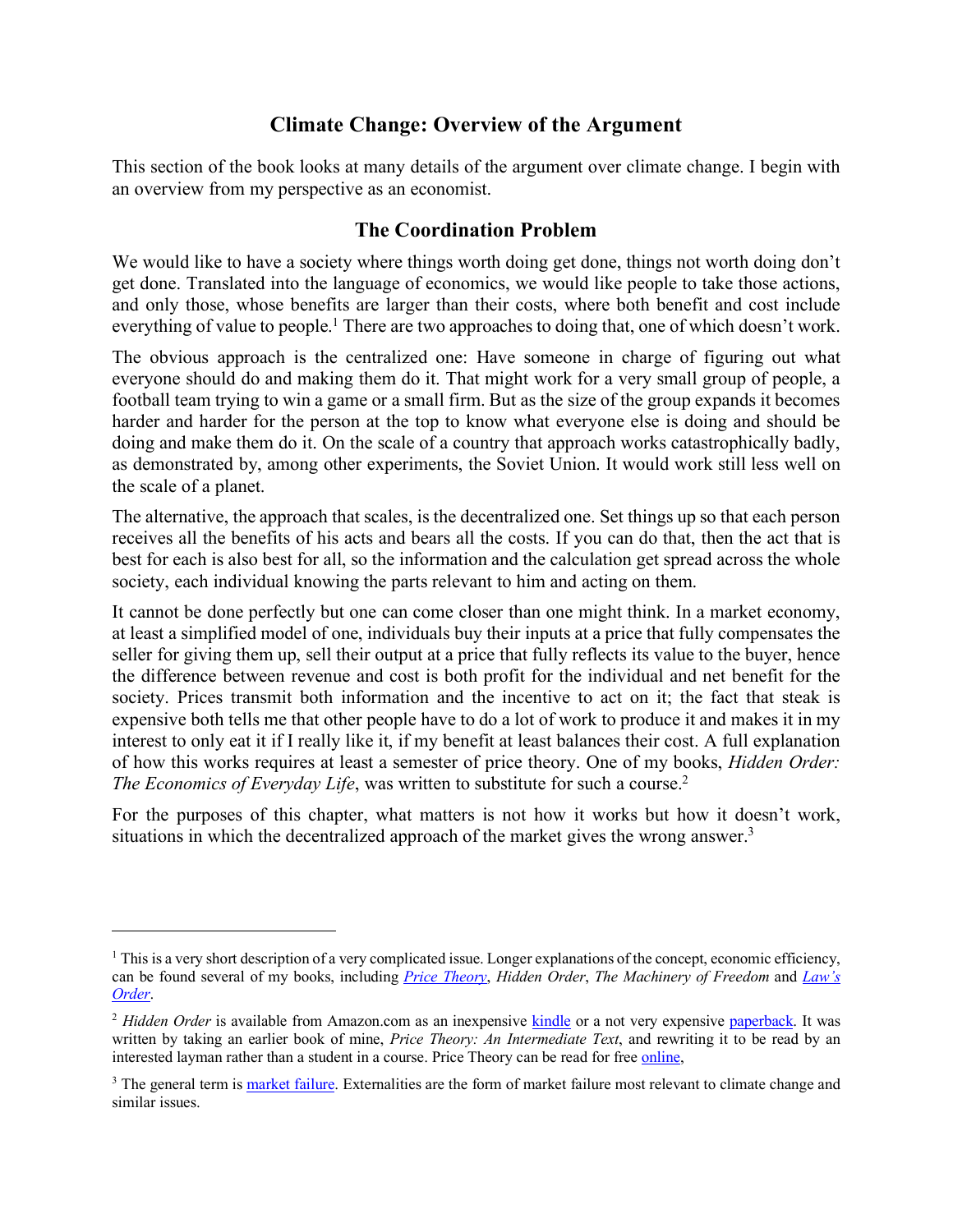# Climate Change: Overview of the Argument

This section of the book looks at many details of the argument over climate change. I begin with an overview from my perspective as an economist.

## The Coordination Problem

We would like to have a society where things worth doing get done, things not worth doing don't get done. Translated into the language of economics, we would like people to take those actions, and only those, whose benefits are larger than their costs, where both benefit and cost include everything of value to people.[1] There are two approaches to doing that, one of which doesn't work.

The obvious approach is the centralized one: Have someone in charge of figuring out what everyone should do and making them do it. That might work for a very small group of people, a football team trying to win a game or a small firm. But as the size of the group expands it becomes harder and harder for the person at the top to know what everyone else is doing and should be doing and make them do it. On the scale of a country that approach works catastrophically badly, as demonstrated by, among other experiments, the Soviet Union. It would work still less well on the scale of a planet.

The alternative, the approach that scales, is the decentralized one. Set things up so that each person receives all the benefits of his acts and bears all the costs. If you can do that, then the act that is best for each is also best for all, so the information and the calculation get spread across the whole society, each individual knowing the parts relevant to him and acting on them.

It cannot be done perfectly but one can come closer than one might think. In a market economy, at least a simplified model of one, individuals buy their inputs at a price that fully compensates the seller for giving them up, sell their output at a price that fully reflects its value to the buyer, hence the difference between revenue and cost is both profit for the individual and net benefit for the society. Prices transmit both information and the incentive to act on it; the fact that steak is expensive both tells me that other people have to do a lot of work to produce it and makes it in my interest to only eat it if I really like it, if my benefit at least balances their cost. A full explanation of how this works requires at least a semester of price theory. One of my books, *Hidden Order: The Economics of Everyday Life*, was written to substitute for such a course.[2]

For the purposes of this chapter, what matters is not how it works but how it doesn't work, situations in which the decentralized approach of the market gives the wrong answer.[3]

---

[1] This is a very short description of a very complicated issue. Longer explanations of the concept, economic efficiency, can be found several of my books, including *Price Theory*, *Hidden Order*, *The Machinery of Freedom* and *Law's Order*.

[2] *Hidden Order* is available from Amazon.com as an inexpensive kindle or a not very expensive paperback. It was written by taking an earlier book of mine, *Price Theory: An Intermediate Text*, and rewriting it to be read by an interested layman rather than a student in a course. Price Theory can be read for free online,

[3] The general term is market failure. Externalities are the form of market failure most relevant to climate change and similar issues.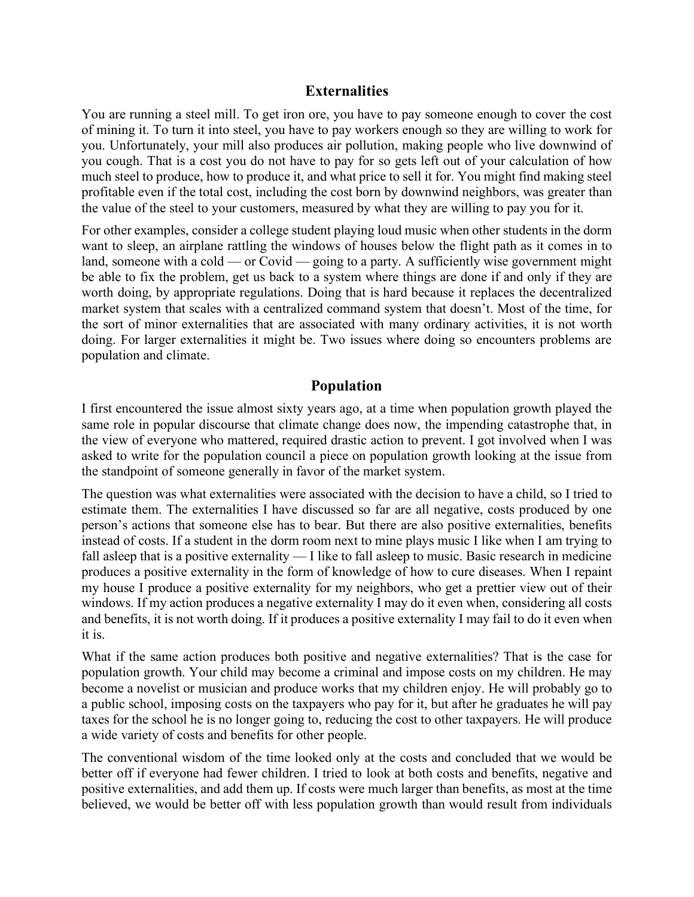## Externalities

You are running a steel mill. To get iron ore, you have to pay someone enough to cover the cost of mining it. To turn it into steel, you have to pay workers enough so they are willing to work for you. Unfortunately, your mill also produces air pollution, making people who live downwind of you cough. That is a cost you do not have to pay for so gets left out of your calculation of how much steel to produce, how to produce it, and what price to sell it for. You might find making steel profitable even if the total cost, including the cost born by downwind neighbors, was greater than the value of the steel to your customers, measured by what they are willing to pay you for it.

For other examples, consider a college student playing loud music when other students in the dorm want to sleep, an airplane rattling the windows of houses below the flight path as it comes in to land, someone with a cold — or Covid — going to a party. A sufficiently wise government might be able to fix the problem, get us back to a system where things are done if and only if they are worth doing, by appropriate regulations. Doing that is hard because it replaces the decentralized market system that scales with a centralized command system that doesn't. Most of the time, for the sort of minor externalities that are associated with many ordinary activities, it is not worth doing. For larger externalities it might be. Two issues where doing so encounters problems are population and climate.

## Population

I first encountered the issue almost sixty years ago, at a time when population growth played the same role in popular discourse that climate change does now, the impending catastrophe that, in the view of everyone who mattered, required drastic action to prevent. I got involved when I was asked to write for the population council a piece on population growth looking at the issue from the standpoint of someone generally in favor of the market system.

The question was what externalities were associated with the decision to have a child, so I tried to estimate them. The externalities I have discussed so far are all negative, costs produced by one person's actions that someone else has to bear. But there are also positive externalities, benefits instead of costs. If a student in the dorm room next to mine plays music I like when I am trying to fall asleep that is a positive externality — I like to fall asleep to music. Basic research in medicine produces a positive externality in the form of knowledge of how to cure diseases. When I repaint my house I produce a positive externality for my neighbors, who get a prettier view out of their windows. If my action produces a negative externality I may do it even when, considering all costs and benefits, it is not worth doing. If it produces a positive externality I may fail to do it even when it is.

What if the same action produces both positive and negative externalities? That is the case for population growth. Your child may become a criminal and impose costs on my children. He may become a novelist or musician and produce works that my children enjoy. He will probably go to a public school, imposing costs on the taxpayers who pay for it, but after he graduates he will pay taxes for the school he is no longer going to, reducing the cost to other taxpayers. He will produce a wide variety of costs and benefits for other people.

The conventional wisdom of the time looked only at the costs and concluded that we would be better off if everyone had fewer children. I tried to look at both costs and benefits, negative and positive externalities, and add them up. If costs were much larger than benefits, as most at the time believed, we would be better off with less population growth than would result from individuals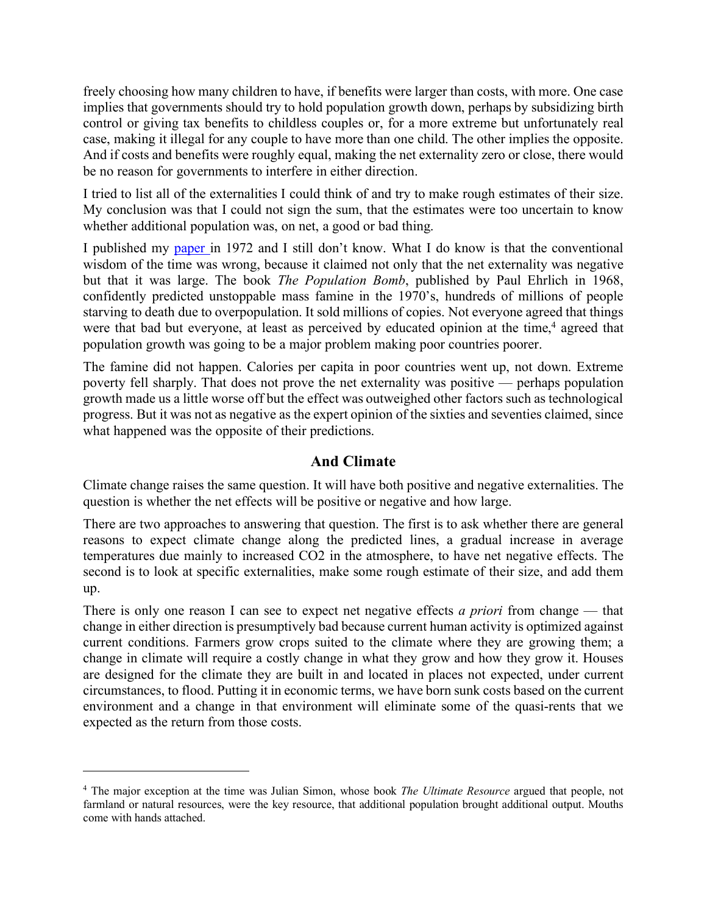freely choosing how many children to have, if benefits were larger than costs, with more. One case implies that governments should try to hold population growth down, perhaps by subsidizing birth control or giving tax benefits to childless couples or, for a more extreme but unfortunately real case, making it illegal for any couple to have more than one child. The other implies the opposite. And if costs and benefits were roughly equal, making the net externality zero or close, there would be no reason for governments to interfere in either direction.

I tried to list all of the externalities I could think of and try to make rough estimates of their size. My conclusion was that I could not sign the sum, that the estimates were too uncertain to know whether additional population was, on net, a good or bad thing.

I published my paper in 1972 and I still don't know. What I do know is that the conventional wisdom of the time was wrong, because it claimed not only that the net externality was negative but that it was large. The book *The Population Bomb*, published by Paul Ehrlich in 1968, confidently predicted unstoppable mass famine in the 1970's, hundreds of millions of people starving to death due to overpopulation. It sold millions of copies. Not everyone agreed that things were that bad but everyone, at least as perceived by educated opinion at the time,[4] agreed that population growth was going to be a major problem making poor countries poorer.

The famine did not happen. Calories per capita in poor countries went up, not down. Extreme poverty fell sharply. That does not prove the net externality was positive — perhaps population growth made us a little worse off but the effect was outweighed other factors such as technological progress. But it was not as negative as the expert opinion of the sixties and seventies claimed, since what happened was the opposite of their predictions.

## And Climate

Climate change raises the same question. It will have both positive and negative externalities. The question is whether the net effects will be positive or negative and how large.

There are two approaches to answering that question. The first is to ask whether there are general reasons to expect climate change along the predicted lines, a gradual increase in average temperatures due mainly to increased $CO_2$ in the atmosphere, to have net negative effects. The second is to look at specific externalities, make some rough estimate of their size, and add them up.

There is only one reason I can see to expect net negative effects *a priori* from change — that change in either direction is presumptively bad because current human activity is optimized against current conditions. Farmers grow crops suited to the climate where they are growing them; a change in climate will require a costly change in what they grow and how they grow it. Houses are designed for the climate they are built in and located in places not expected, under current circumstances, to flood. Putting it in economic terms, we have born sunk costs based on the current environment and a change in that environment will eliminate some of the quasi-rents that we expected as the return from those costs.

[4] The major exception at the time was Julian Simon, whose book *The Ultimate Resource* argued that people, not farmland or natural resources, were the key resource, that additional population brought additional output. Mouths come with hands attached.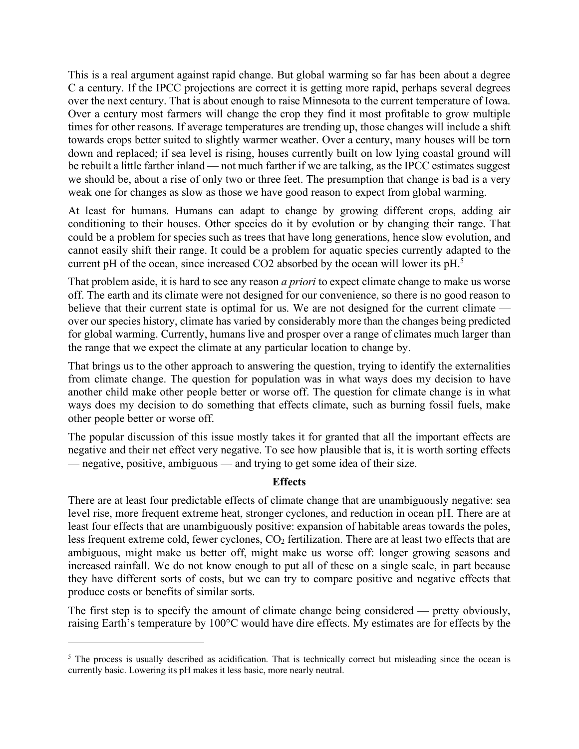This is a real argument against rapid change. But global warming so far has been about a degree C a century. If the IPCC projections are correct it is getting more rapid, perhaps several degrees over the next century. That is about enough to raise Minnesota to the current temperature of Iowa. Over a century most farmers will change the crop they find it most profitable to grow multiple times for other reasons. If average temperatures are trending up, those changes will include a shift towards crops better suited to slightly warmer weather. Over a century, many houses will be torn down and replaced; if sea level is rising, houses currently built on low lying coastal ground will be rebuilt a little farther inland — not much farther if we are talking, as the IPCC estimates suggest we should be, about a rise of only two or three feet. The presumption that change is bad is a very weak one for changes as slow as those we have good reason to expect from global warming.

At least for humans. Humans can adapt to change by growing different crops, adding air conditioning to their houses. Other species do it by evolution or by changing their range. That could be a problem for species such as trees that have long generations, hence slow evolution, and cannot easily shift their range. It could be a problem for aquatic species currently adapted to the current pH of the ocean, since increased CO2 absorbed by the ocean will lower its pH.[5]

That problem aside, it is hard to see any reason *a priori* to expect climate change to make us worse off. The earth and its climate were not designed for our convenience, so there is no good reason to believe that their current state is optimal for us. We are not designed for the current climate — over our species history, climate has varied by considerably more than the changes being predicted for global warming. Currently, humans live and prosper over a range of climates much larger than the range that we expect the climate at any particular location to change by.

That brings us to the other approach to answering the question, trying to identify the externalities from climate change. The question for population was in what ways does my decision to have another child make other people better or worse off. The question for climate change is in what ways does my decision to do something that effects climate, such as burning fossil fuels, make other people better or worse off.

The popular discussion of this issue mostly takes it for granted that all the important effects are negative and their net effect very negative. To see how plausible that is, it is worth sorting effects — negative, positive, ambiguous — and trying to get some idea of their size.

## Effects

There are at least four predictable effects of climate change that are unambiguously negative: sea level rise, more frequent extreme heat, stronger cyclones, and reduction in ocean pH. There are at least four effects that are unambiguously positive: expansion of habitable areas towards the poles, less frequent extreme cold, fewer cyclones, $CO_2$ fertilization. There are at least two effects that are ambiguous, might make us better off, might make us worse off: longer growing seasons and increased rainfall. We do not know enough to put all of these on a single scale, in part because they have different sorts of costs, but we can try to compare positive and negative effects that produce costs or benefits of similar sorts.

The first step is to specify the amount of climate change being considered — pretty obviously, raising Earth's temperature by 100°C would have dire effects. My estimates are for effects by the

---

[5] The process is usually described as acidification. That is technically correct but misleading since the ocean is currently basic. Lowering its pH makes it less basic, more nearly neutral.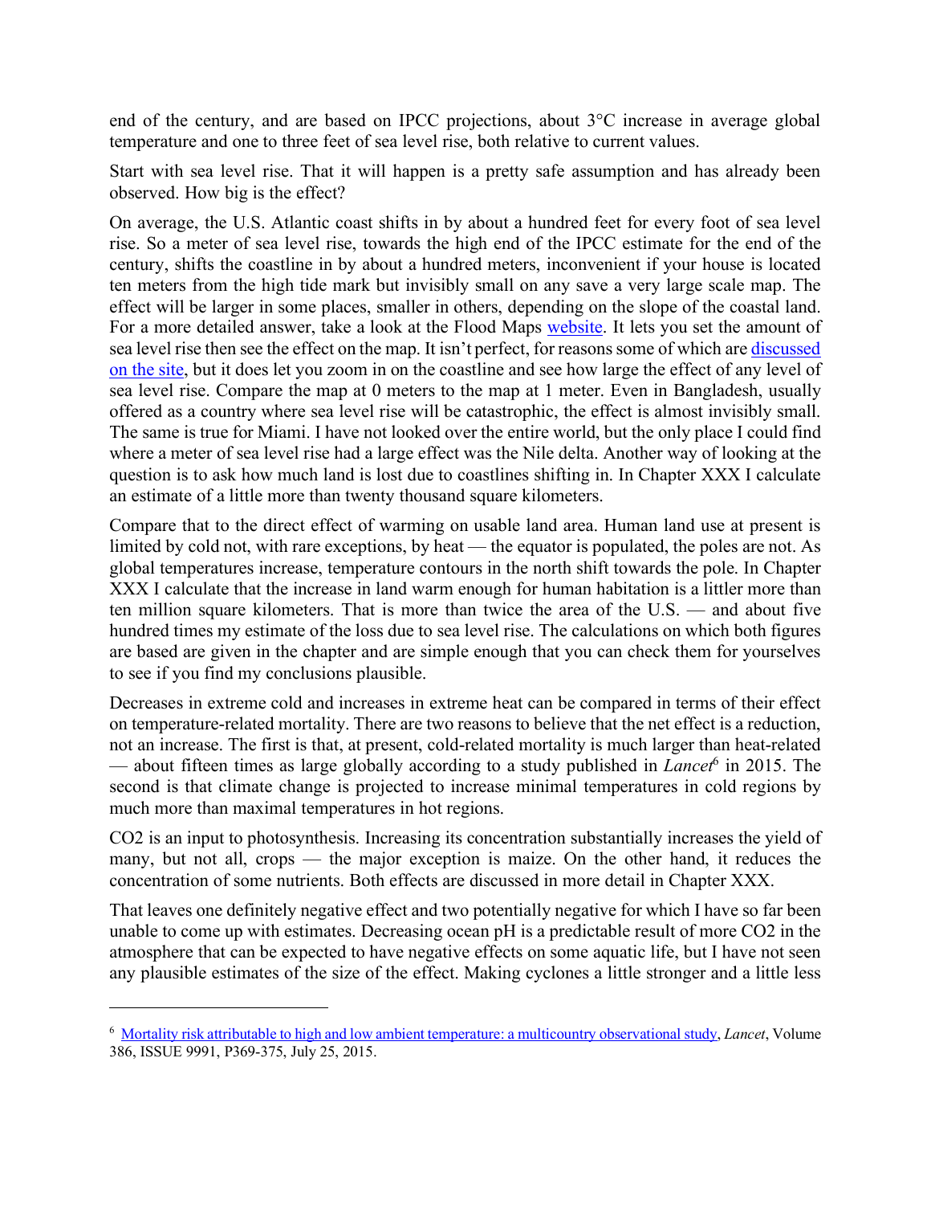end of the century, and are based on IPCC projections, about 3°C increase in average global temperature and one to three feet of sea level rise, both relative to current values.

Start with sea level rise. That it will happen is a pretty safe assumption and has already been observed. How big is the effect?

On average, the U.S. Atlantic coast shifts in by about a hundred feet for every foot of sea level rise. So a meter of sea level rise, towards the high end of the IPCC estimate for the end of the century, shifts the coastline in by about a hundred meters, inconvenient if your house is located ten meters from the high tide mark but invisibly small on any save a very large scale map. The effect will be larger in some places, smaller in others, depending on the slope of the coastal land. For a more detailed answer, take a look at the Flood Maps [website](). It lets you set the amount of sea level rise then see the effect on the map. It isn't perfect, for reasons some of which are [discussed on the site](), but it does let you zoom in on the coastline and see how large the effect of any level of sea level rise. Compare the map at 0 meters to the map at 1 meter. Even in Bangladesh, usually offered as a country where sea level rise will be catastrophic, the effect is almost invisibly small. The same is true for Miami. I have not looked over the entire world, but the only place I could find where a meter of sea level rise had a large effect was the Nile delta. Another way of looking at the question is to ask how much land is lost due to coastlines shifting in. In Chapter XXX I calculate an estimate of a little more than twenty thousand square kilometers.

Compare that to the direct effect of warming on usable land area. Human land use at present is limited by cold not, with rare exceptions, by heat — the equator is populated, the poles are not. As global temperatures increase, temperature contours in the north shift towards the pole. In Chapter XXX I calculate that the increase in land warm enough for human habitation is a little more than ten million square kilometers. That is more than twice the area of the U.S. — and about five hundred times my estimate of the loss due to sea level rise. The calculations on which both figures are based are given in the chapter and are simple enough that you can check them for yourselves to see if you find my conclusions plausible.

Decreases in extreme cold and increases in extreme heat can be compared in terms of their effect on temperature-related mortality. There are two reasons to believe that the net effect is a reduction, not an increase. The first is that, at present, cold-related mortality is much larger than heat-related — about fifteen times as large globally according to a study published in *Lancet*[6] in 2015. The second is that climate change is projected to increase minimal temperatures in cold regions by much more than maximal temperatures in hot regions.

$CO_2$ is an input to photosynthesis. Increasing its concentration substantially increases the yield of many, but not all, crops — the major exception is maize. On the other hand, it reduces the concentration of some nutrients. Both effects are discussed in more detail in Chapter XXX.

That leaves one definitely negative effect and two potentially negative for which I have so far been unable to come up with estimates. Decreasing ocean pH is a predictable result of more $CO_2$ in the atmosphere that can be expected to have negative effects on some aquatic life, but I have not seen any plausible estimates of the size of the effect. Making cyclones a little stronger and a little less

---

[6] [Mortality risk attributable to high and low ambient temperature: a multicountry observational study](), *Lancet*, Volume 386, ISSUE 9991, P369-375, July 25, 2015.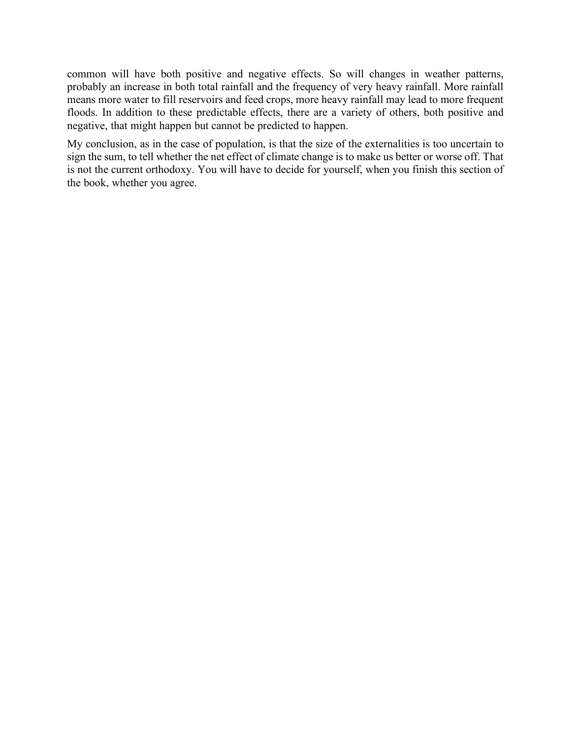common will have both positive and negative effects. So will changes in weather patterns, probably an increase in both total rainfall and the frequency of very heavy rainfall. More rainfall means more water to fill reservoirs and feed crops, more heavy rainfall may lead to more frequent floods. In addition to these predictable effects, there are a variety of others, both positive and negative, that might happen but cannot be predicted to happen.

My conclusion, as in the case of population, is that the size of the externalities is too uncertain to sign the sum, to tell whether the net effect of climate change is to make us better or worse off. That is not the current orthodoxy. You will have to decide for yourself, when you finish this section of the book, whether you agree.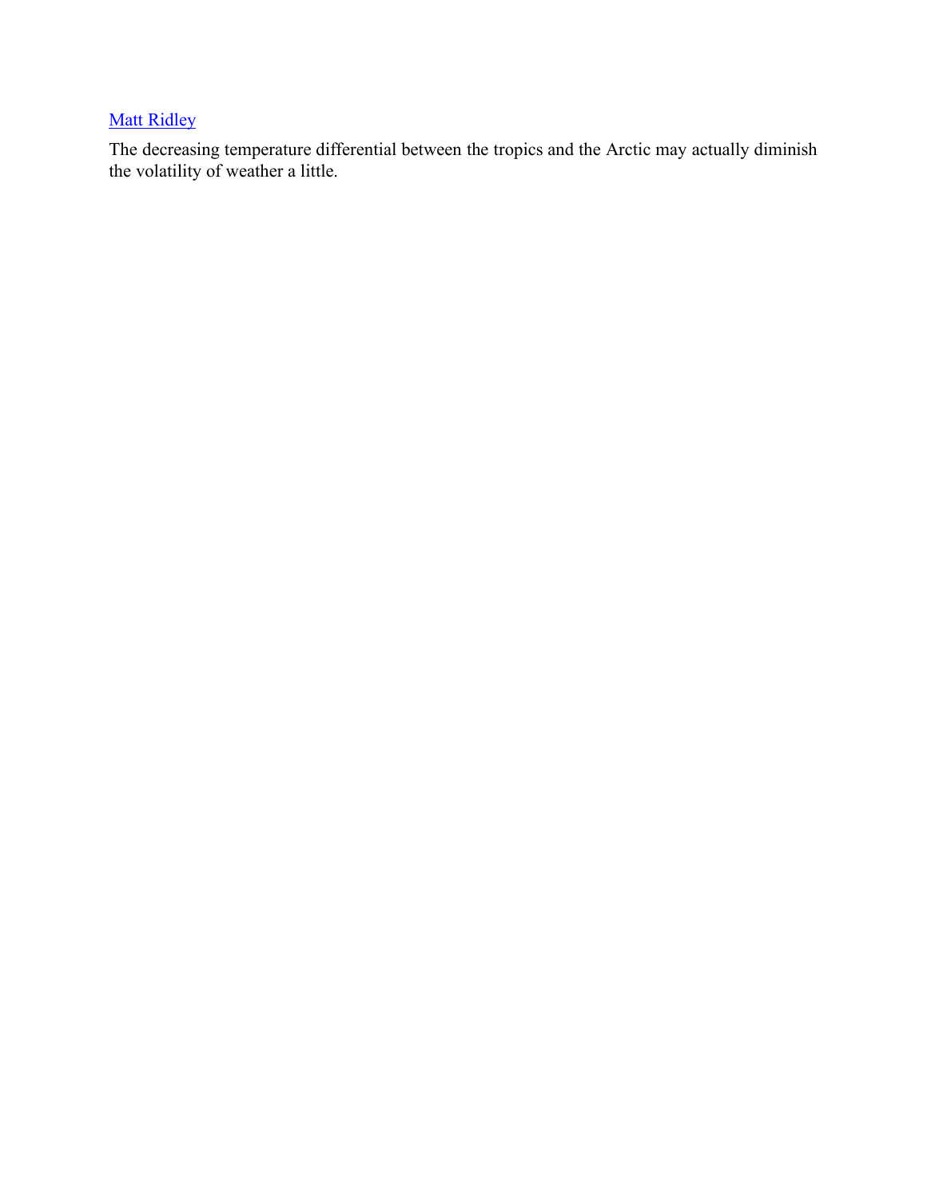[Matt Ridley]

The decreasing temperature differential between the tropics and the Arctic may actually diminish the volatility of weather a little.